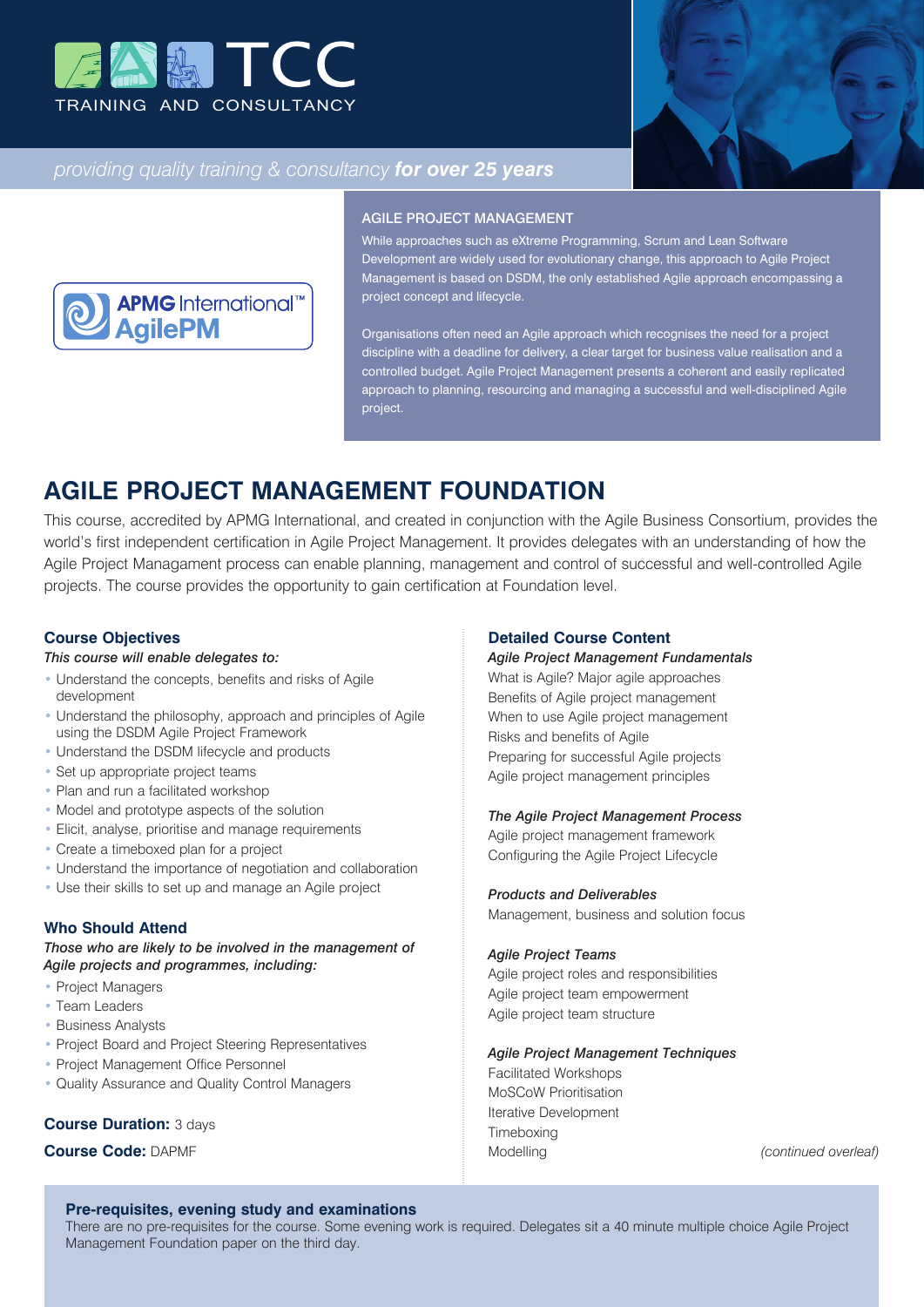TCC

TRAINING AND CONSULTANCY

*providing quality training & consultancy* ***for over 25 years***

APMG International™ AgilePM

## AGILE PROJECT MANAGEMENT

While approaches such as eXtreme Programming, Scrum and Lean Software Development are widely used for evolutionary change, this approach to Agile Project Management is based on DSDM, the only established Agile approach encompassing a project concept and lifecycle.

Organisations often need an Agile approach which recognises the need for a project discipline with a deadline for delivery, a clear target for business value realisation and a controlled budget. Agile Project Management presents a coherent and easily replicated approach to planning, resourcing and managing a successful and well-disciplined Agile project.

# AGILE PROJECT MANAGEMENT FOUNDATION

This course, accredited by APMG International, and created in conjunction with the Agile Business Consortium, provides the world's first independent certification in Agile Project Management. It provides delegates with an understanding of how the Agile Project Managament process can enable planning, management and control of successful and well-controlled Agile projects. The course provides the opportunity to gain certification at Foundation level.

### Course Objectives

*This course will enable delegates to:*

- Understand the concepts, benefits and risks of Agile development
- Understand the philosophy, approach and principles of Agile using the DSDM Agile Project Framework
- Understand the DSDM lifecycle and products
- Set up appropriate project teams
- Plan and run a facilitated workshop
- Model and prototype aspects of the solution
- Elicit, analyse, prioritise and manage requirements
- Create a timeboxed plan for a project
- Understand the importance of negotiation and collaboration
- Use their skills to set up and manage an Agile project

### Who Should Attend

***Those who are likely to be involved in the management of Agile projects and programmes, including:***

- Project Managers
- Team Leaders
- Business Analysts
- Project Board and Project Steering Representatives
- Project Management Office Personnel
- Quality Assurance and Quality Control Managers

**Course Duration:** 3 days

**Course Code:** DAPMF

### Detailed Course Content

***Agile Project Management Fundamentals***

What is Agile? Major agile approaches
Benefits of Agile project management
When to use Agile project management
Risks and benefits of Agile
Preparing for successful Agile projects
Agile project management principles

***The Agile Project Management Process***

Agile project management framework
Configuring the Agile Project Lifecycle

***Products and Deliverables***

Management, business and solution focus

***Agile Project Teams***

Agile project roles and responsibilities
Agile project team empowerment
Agile project team structure

***Agile Project Management Techniques***

Facilitated Workshops
MoSCoW Prioritisation
Iterative Development
Timeboxing
Modelling

*(continued overleaf)*

### Pre-requisites, evening study and examinations

There are no pre-requisites for the course. Some evening work is required. Delegates sit a 40 minute multiple choice Agile Project Management Foundation paper on the third day.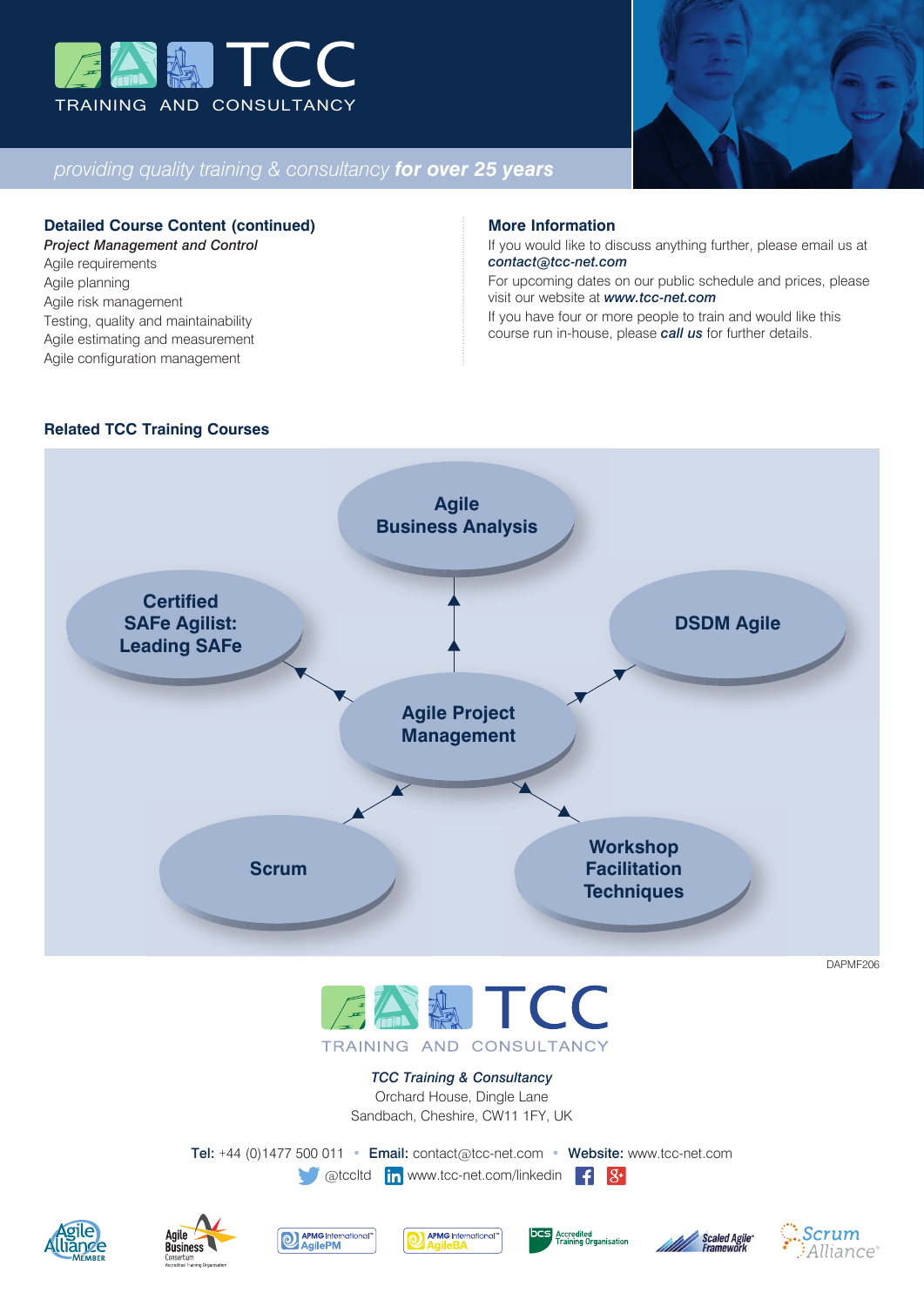TCC
TRAINING AND CONSULTANCY

*providing quality training & consultancy* ***for over 25 years***

## Detailed Course Content (continued)

***Project Management and Control***

Agile requirements
Agile planning
Agile risk management
Testing, quality and maintainability
Agile estimating and measurement
Agile configuration management

## More Information

If you would like to discuss anything further, please email us at ***contact@tcc-net.com***

For upcoming dates on our public schedule and prices, please visit our website at ***www.tcc-net.com***

If you have four or more people to train and would like this course run in-house, please ***call us*** for further details.

## Related TCC Training Courses

Agile Business Analysis

Certified SAFe Agilist: Leading SAFe

DSDM Agile

Agile Project Management

Scrum

Workshop Facilitation Techniques

DAPMF206

TCC
TRAINING AND CONSULTANCY

*TCC Training & Consultancy*
Orchard House, Dingle Lane
Sandbach, Cheshire, CW11 1FY, UK

**Tel:** +44 (0)1477 500 011 • **Email:** contact@tcc-net.com • **Website:** www.tcc-net.com

@tccltd www.tcc-net.com/linkedin